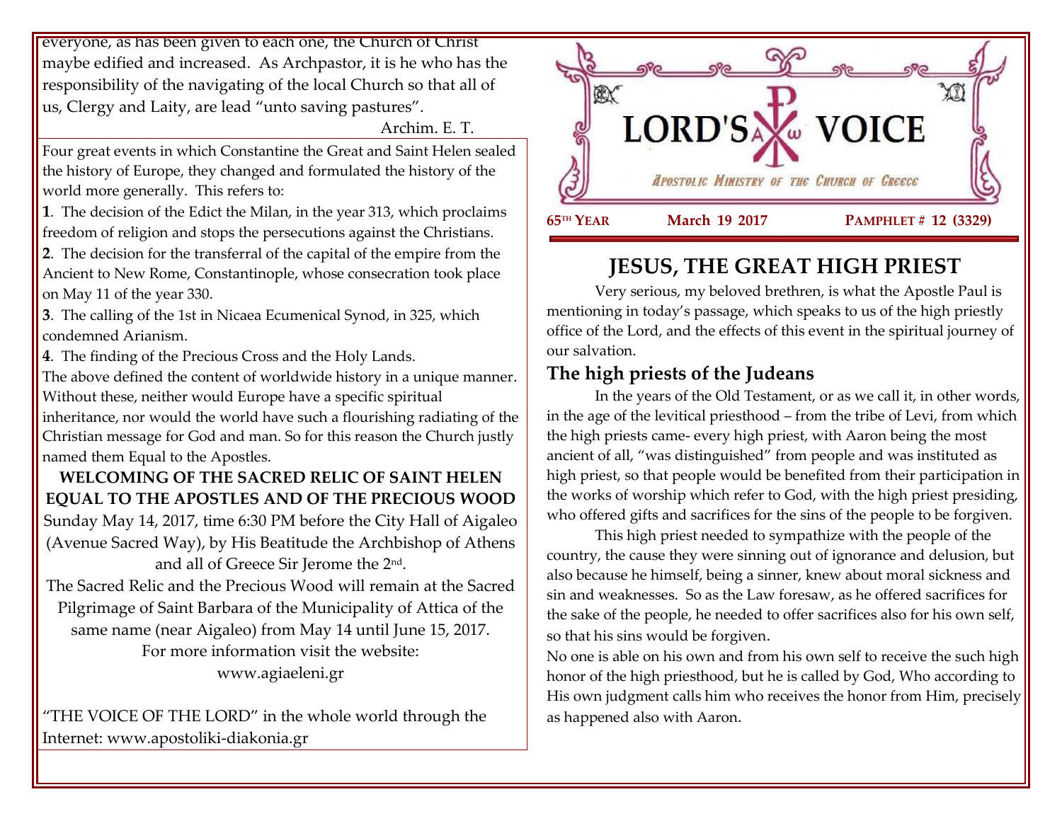everyone, as has been given to each one, the Church of Christ maybe edified and increased. As Archpastor, it is he who has the responsibility of the navigating of the local Church so that all of us, Clergy and Laity, are lead "unto saving pastures".

Archim. E. T.

Four great events in which Constantine the Great and Saint Helen sealed the history of Europe, they changed and formulated the history of the world more generally. This refers to:

**1**. The decision of the Edict the Milan, in the year 313, which proclaims freedom of religion and stops the persecutions against the Christians.

**2**. The decision for the transferral of the capital of the empire from the Ancient to New Rome, Constantinople, whose consecration took place on May 11 of the year 330.

**3**. The calling of the 1st in Nicaea Ecumenical Synod, in 325, which condemned Arianism.

**4**. The finding of the Precious Cross and the Holy Lands.

The above defined the content of worldwide history in a unique manner. Without these, neither would Europe have a specific spiritual inheritance, nor would the world have such a flourishing radiating of the Christian message for God and man. So for this reason the Church justly named them Equal to the Apostles.

**WELCOMING OF THE SACRED RELIC OF SAINT HELEN EQUAL TO THE APOSTLES AND OF THE PRECIOUS WOOD**

Sunday May 14, 2017, time 6:30 PM before the City Hall of Aigaleo (Avenue Sacred Way), by His Beatitude the Archbishop of Athens and all of Greece Sir Jerome the 2nd.

The Sacred Relic and the Precious Wood will remain at the Sacred Pilgrimage of Saint Barbara of the Municipality of Attica of the same name (near Aigaleo) from May 14 until June 15, 2017.

For more information visit the website:

www.agiaeleni.gr

"THE VOICE OF THE LORD" in the whole world through the Internet: www.apostoliki-diakonia.gr

# LORD'S VOICE

*Apostolic Ministry of the Church of Greece*

**65TH YEAR** **March 19 2017** **PAMPHLET # 12 (3329)**

## JESUS, THE GREAT HIGH PRIEST

Very serious, my beloved brethren, is what the Apostle Paul is mentioning in today's passage, which speaks to us of the high priestly office of the Lord, and the effects of this event in the spiritual journey of our salvation.

### The high priests of the Judeans

In the years of the Old Testament, or as we call it, in other words, in the age of the levitical priesthood – from the tribe of Levi, from which the high priests came- every high priest, with Aaron being the most ancient of all, "was distinguished" from people and was instituted as high priest, so that people would be benefited from their participation in the works of worship which refer to God, with the high priest presiding, who offered gifts and sacrifices for the sins of the people to be forgiven.

This high priest needed to sympathize with the people of the country, the cause they were sinning out of ignorance and delusion, but also because he himself, being a sinner, knew about moral sickness and sin and weaknesses. So as the Law foresaw, as he offered sacrifices for the sake of the people, he needed to offer sacrifices also for his own self, so that his sins would be forgiven.

No one is able on his own and from his own self to receive the such high honor of the high priesthood, but he is called by God, Who according to His own judgment calls him who receives the honor from Him, precisely as happened also with Aaron.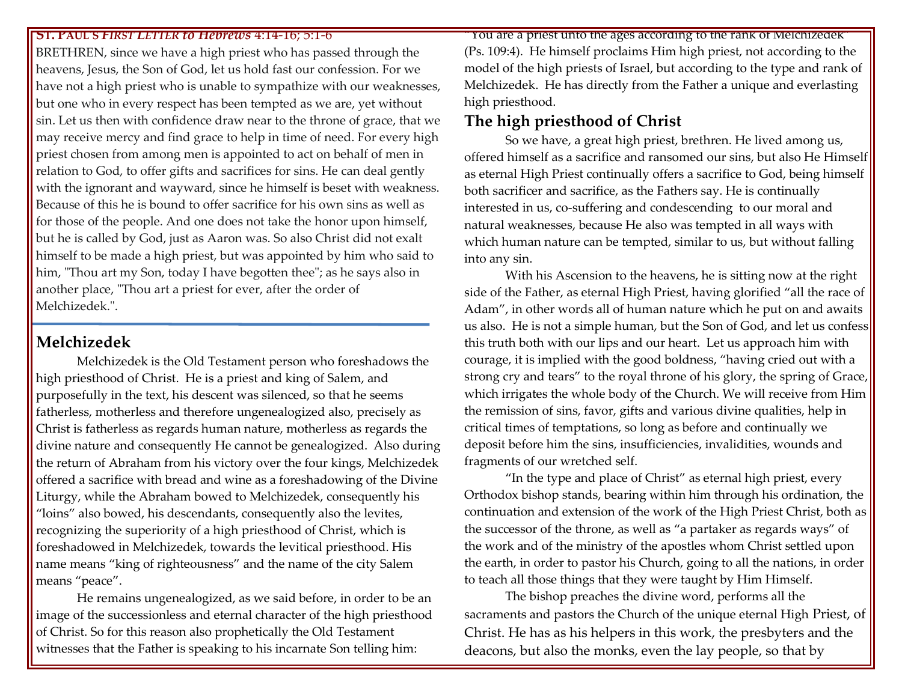**ST. PAUL'S *FIRST LETTER to Hebrews* 4:14-16; 5:1-6**

BRETHREN, since we have a high priest who has passed through the heavens, Jesus, the Son of God, let us hold fast our confession. For we have not a high priest who is unable to sympathize with our weaknesses, but one who in every respect has been tempted as we are, yet without sin. Let us then with confidence draw near to the throne of grace, that we may receive mercy and find grace to help in time of need. For every high priest chosen from among men is appointed to act on behalf of men in relation to God, to offer gifts and sacrifices for sins. He can deal gently with the ignorant and wayward, since he himself is beset with weakness. Because of this he is bound to offer sacrifice for his own sins as well as for those of the people. And one does not take the honor upon himself, but he is called by God, just as Aaron was. So also Christ did not exalt himself to be made a high priest, but was appointed by him who said to him, "Thou art my Son, today I have begotten thee"; as he says also in another place, "Thou art a priest for ever, after the order of Melchizedek.".

## Melchizedek

Melchizedek is the Old Testament person who foreshadows the high priesthood of Christ. He is a priest and king of Salem, and purposefully in the text, his descent was silenced, so that he seems fatherless, motherless and therefore ungenealogized also, precisely as Christ is fatherless as regards human nature, motherless as regards the divine nature and consequently He cannot be genealogized. Also during the return of Abraham from his victory over the four kings, Melchizedek offered a sacrifice with bread and wine as a foreshadowing of the Divine Liturgy, while the Abraham bowed to Melchizedek, consequently his "loins" also bowed, his descendants, consequently also the levites, recognizing the superiority of a high priesthood of Christ, which is foreshadowed in Melchizedek, towards the levitical priesthood. His name means "king of righteousness" and the name of the city Salem means "peace".

He remains ungenealogized, as we said before, in order to be an image of the successionless and eternal character of the high priesthood of Christ. So for this reason also prophetically the Old Testament witnesses that the Father is speaking to his incarnate Son telling him: "You are a priest unto the ages according to the rank of Melchizedek" (Ps. 109:4). He himself proclaims Him high priest, not according to the model of the high priests of Israel, but according to the type and rank of Melchizedek. He has directly from the Father a unique and everlasting high priesthood.

## The high priesthood of Christ

So we have, a great high priest, brethren. He lived among us, offered himself as a sacrifice and ransomed our sins, but also He Himself as eternal High Priest continually offers a sacrifice to God, being himself both sacrificer and sacrifice, as the Fathers say. He is continually interested in us, co-suffering and condescending to our moral and natural weaknesses, because He also was tempted in all ways with which human nature can be tempted, similar to us, but without falling into any sin.

With his Ascension to the heavens, he is sitting now at the right side of the Father, as eternal High Priest, having glorified "all the race of Adam", in other words all of human nature which he put on and awaits us also. He is not a simple human, but the Son of God, and let us confess this truth both with our lips and our heart. Let us approach him with courage, it is implied with the good boldness, "having cried out with a strong cry and tears" to the royal throne of his glory, the spring of Grace, which irrigates the whole body of the Church. We will receive from Him the remission of sins, favor, gifts and various divine qualities, help in critical times of temptations, so long as before and continually we deposit before him the sins, insufficiencies, invalidities, wounds and fragments of our wretched self.

"In the type and place of Christ" as eternal high priest, every Orthodox bishop stands, bearing within him through his ordination, the continuation and extension of the work of the High Priest Christ, both as the successor of the throne, as well as "a partaker as regards ways" of the work and of the ministry of the apostles whom Christ settled upon the earth, in order to pastor his Church, going to all the nations, in order to teach all those things that they were taught by Him Himself.

The bishop preaches the divine word, performs all the sacraments and pastors the Church of the unique eternal High Priest, of Christ. He has as his helpers in this work, the presbyters and the deacons, but also the monks, even the lay people, so that by